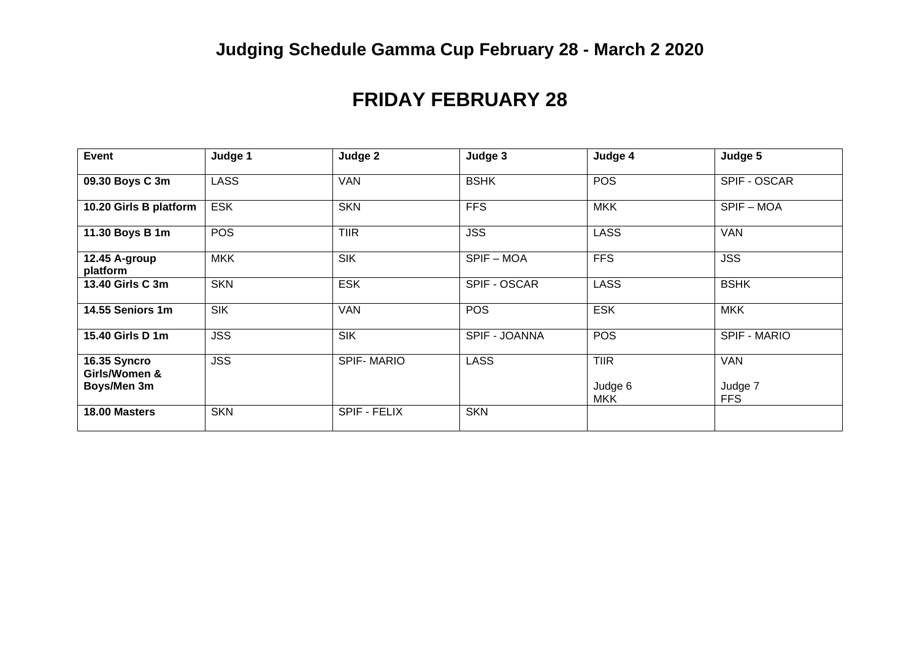# Judging Schedule Gamma Cup February 28 - March 2 2020

## FRIDAY FEBRUARY 28

| Event | Judge 1 | Judge 2 | Judge 3 | Judge 4 | Judge 5 |
|---|---|---|---|---|---|
| **09.30 Boys C 3m** | LASS | VAN | BSHK | POS | SPIF - OSCAR |
| **10.20 Girls B platform** | ESK | SKN | FFS | MKK | SPIF – MOA |
| **11.30 Boys B 1m** | POS | TIIR | JSS | LASS | VAN |
| **12.45 A-group platform** | MKK | SIK | SPIF – MOA | FFS | JSS |
| **13.40 Girls C 3m** | SKN | ESK | SPIF - OSCAR | LASS | BSHK |
| **14.55 Seniors 1m** | SIK | VAN | POS | ESK | MKK |
| **15.40 Girls D 1m** | JSS | SIK | SPIF - JOANNA | POS | SPIF - MARIO |
| **16.35 Syncro Girls/Women & Boys/Men 3m** | JSS | SPIF- MARIO | LASS | TIIR<br><br>Judge 6<br>MKK | VAN<br><br>Judge 7<br>FFS |
| **18.00 Masters** | SKN | SPIF - FELIX | SKN | | |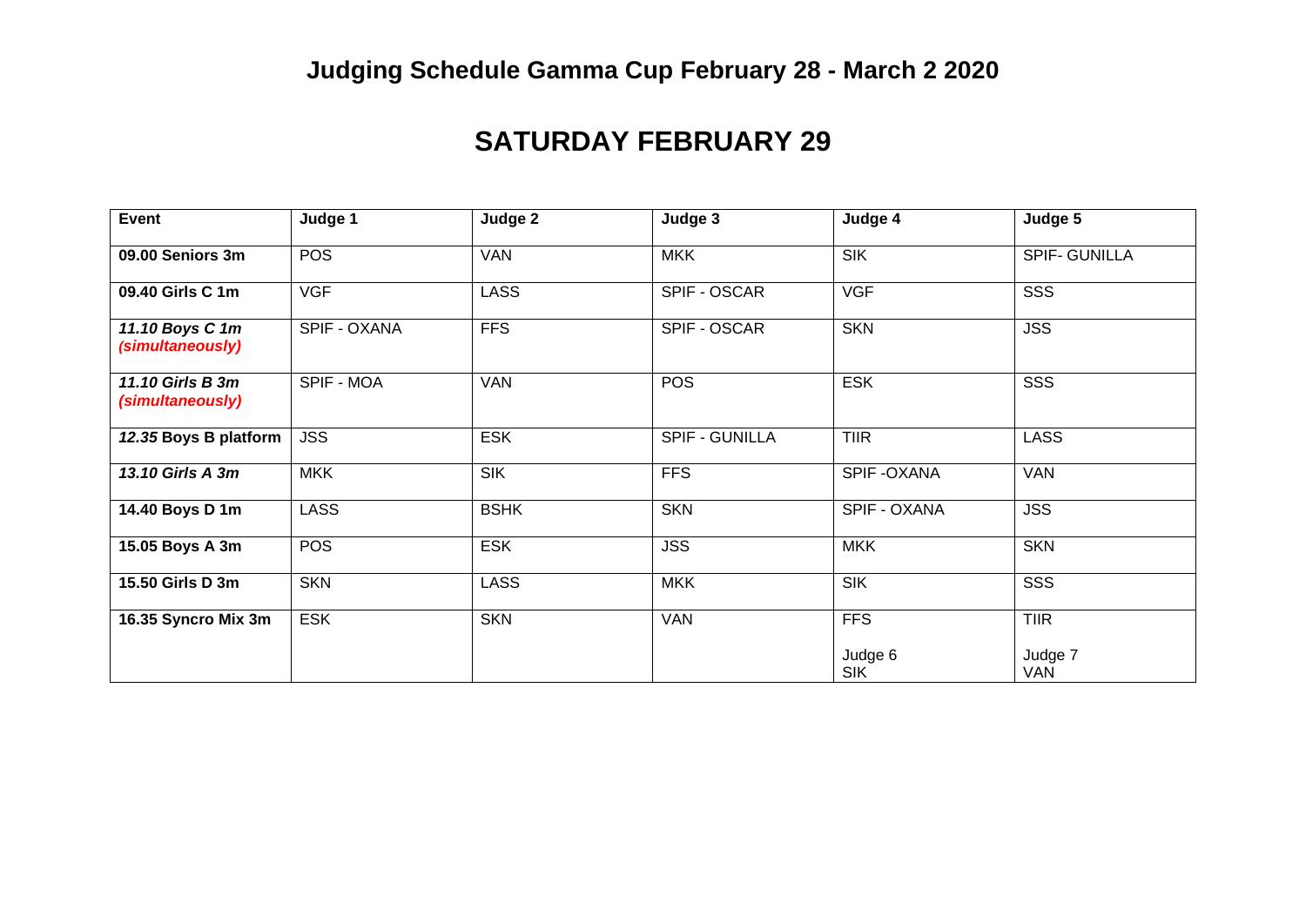# Judging Schedule Gamma Cup February 28 - March 2 2020

## SATURDAY FEBRUARY 29

| Event | Judge 1 | Judge 2 | Judge 3 | Judge 4 | Judge 5 |
|---|---|---|---|---|---|
| **09.00 Seniors 3m** | POS | VAN | MKK | SIK | SPIF- GUNILLA |
| **09.40 Girls C 1m** | VGF | LASS | SPIF - OSCAR | VGF | SSS |
| ***11.10 Boys C 1m (simultaneously)*** | SPIF - OXANA | FFS | SPIF - OSCAR | SKN | JSS |
| ***11.10 Girls B 3m (simultaneously)*** | SPIF - MOA | VAN | POS | ESK | SSS |
| ***12.35* Boys B platform** | JSS | ESK | SPIF - GUNILLA | TIIR | LASS |
| ***13.10 Girls A 3m*** | MKK | SIK | FFS | SPIF -OXANA | VAN |
| **14.40 Boys D 1m** | LASS | BSHK | SKN | SPIF - OXANA | JSS |
| **15.05 Boys A 3m** | POS | ESK | JSS | MKK | SKN |
| **15.50 Girls D 3m** | SKN | LASS | MKK | SIK | SSS |
| **16.35 Syncro Mix 3m** | ESK | SKN | VAN | FFS<br>Judge 6<br>SIK | TIIR<br>Judge 7<br>VAN |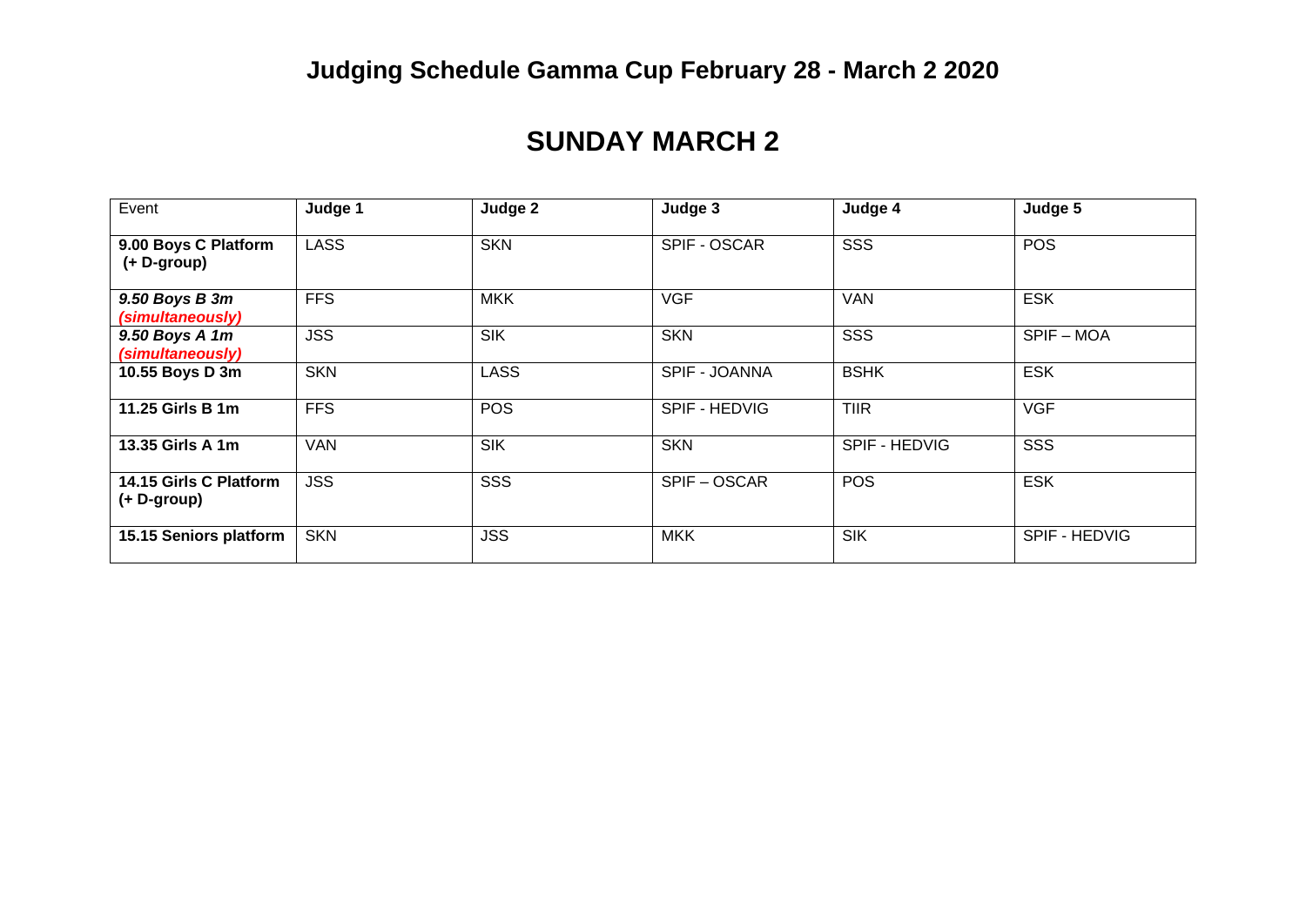# Judging Schedule Gamma Cup February 28 - March 2 2020

## SUNDAY MARCH 2

| Event | **Judge 1** | **Judge 2** | **Judge 3** | **Judge 4** | **Judge 5** |
|---|---|---|---|---|---|
| **9.00 Boys C Platform (+ D-group)** | LASS | SKN | SPIF - OSCAR | SSS | POS |
| ***9.50 Boys B 3m (simultaneously)*** | FFS | MKK | VGF | VAN | ESK |
| ***9.50 Boys A 1m (simultaneously)*** | JSS | SIK | SKN | SSS | SPIF – MOA |
| **10.55 Boys D 3m** | SKN | LASS | SPIF - JOANNA | BSHK | ESK |
| **11.25 Girls B 1m** | FFS | POS | SPIF - HEDVIG | TIIR | VGF |
| **13.35 Girls A 1m** | VAN | SIK | SKN | SPIF - HEDVIG | SSS |
| **14.15 Girls C Platform (+ D-group)** | JSS | SSS | SPIF – OSCAR | POS | ESK |
| **15.15 Seniors platform** | SKN | JSS | MKK | SIK | SPIF - HEDVIG |